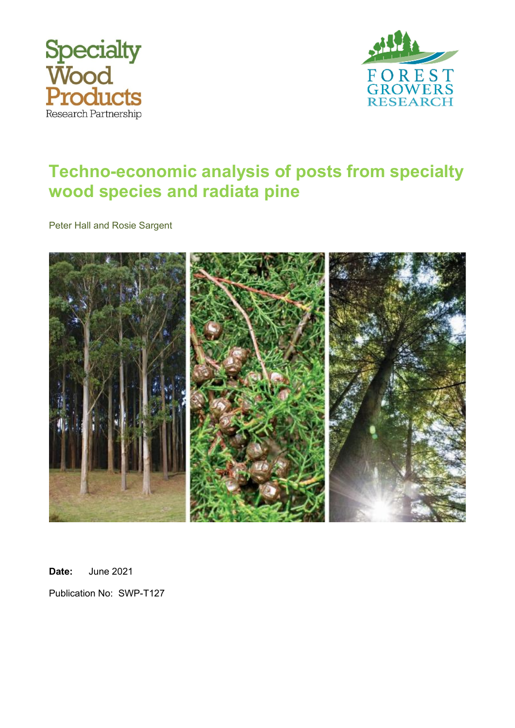Specialty Wood Products Research Partnership

FOREST GROWERS RESEARCH

# Techno-economic analysis of posts from specialty wood species and radiata pine

Peter Hall and Rosie Sargent

**Date:** June 2021

Publication No: SWP-T127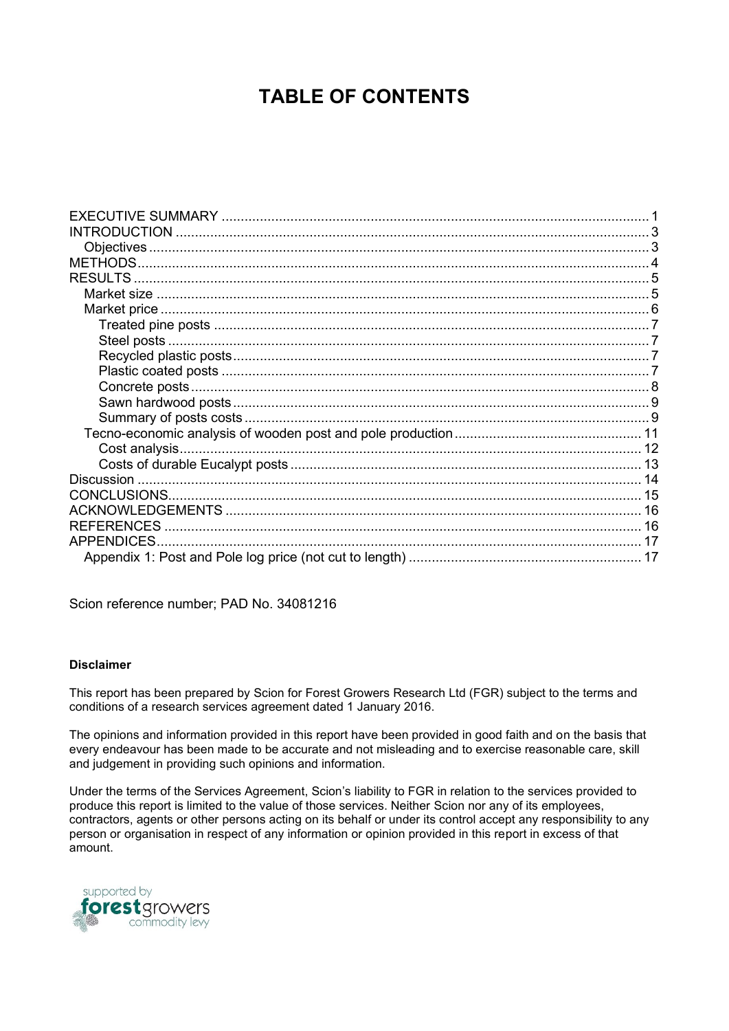# TABLE OF CONTENTS

- EXECUTIVE SUMMARY ... 1
- INTRODUCTION ... 3
  - Objectives ... 3
- METHODS ... 4
- RESULTS ... 5
  - Market size ... 5
  - Market price ... 6
    - Treated pine posts ... 7
    - Steel posts ... 7
    - Recycled plastic posts ... 7
    - Plastic coated posts ... 7
    - Concrete posts ... 8
    - Sawn hardwood posts ... 9
    - Summary of posts costs ... 9
  - Tecno-economic analysis of wooden post and pole production ... 11
    - Cost analysis ... 12
    - Costs of durable Eucalypt posts ... 13
- Discussion ... 14
- CONCLUSIONS ... 15
- ACKNOWLEDGEMENTS ... 16
- REFERENCES ... 16
- APPENDICES ... 17
  - Appendix 1: Post and Pole log price (not cut to length) ... 17

Scion reference number; PAD No. 34081216

**Disclaimer**

This report has been prepared by Scion for Forest Growers Research Ltd (FGR) subject to the terms and conditions of a research services agreement dated 1 January 2016.

The opinions and information provided in this report have been provided in good faith and on the basis that every endeavour has been made to be accurate and not misleading and to exercise reasonable care, skill and judgement in providing such opinions and information.

Under the terms of the Services Agreement, Scion's liability to FGR in relation to the services provided to produce this report is limited to the value of those services. Neither Scion nor any of its employees, contractors, agents or other persons acting on its behalf or under its control accept any responsibility to any person or organisation in respect of any information or opinion provided in this report in excess of that amount.

supported by forestgrowers commodity levy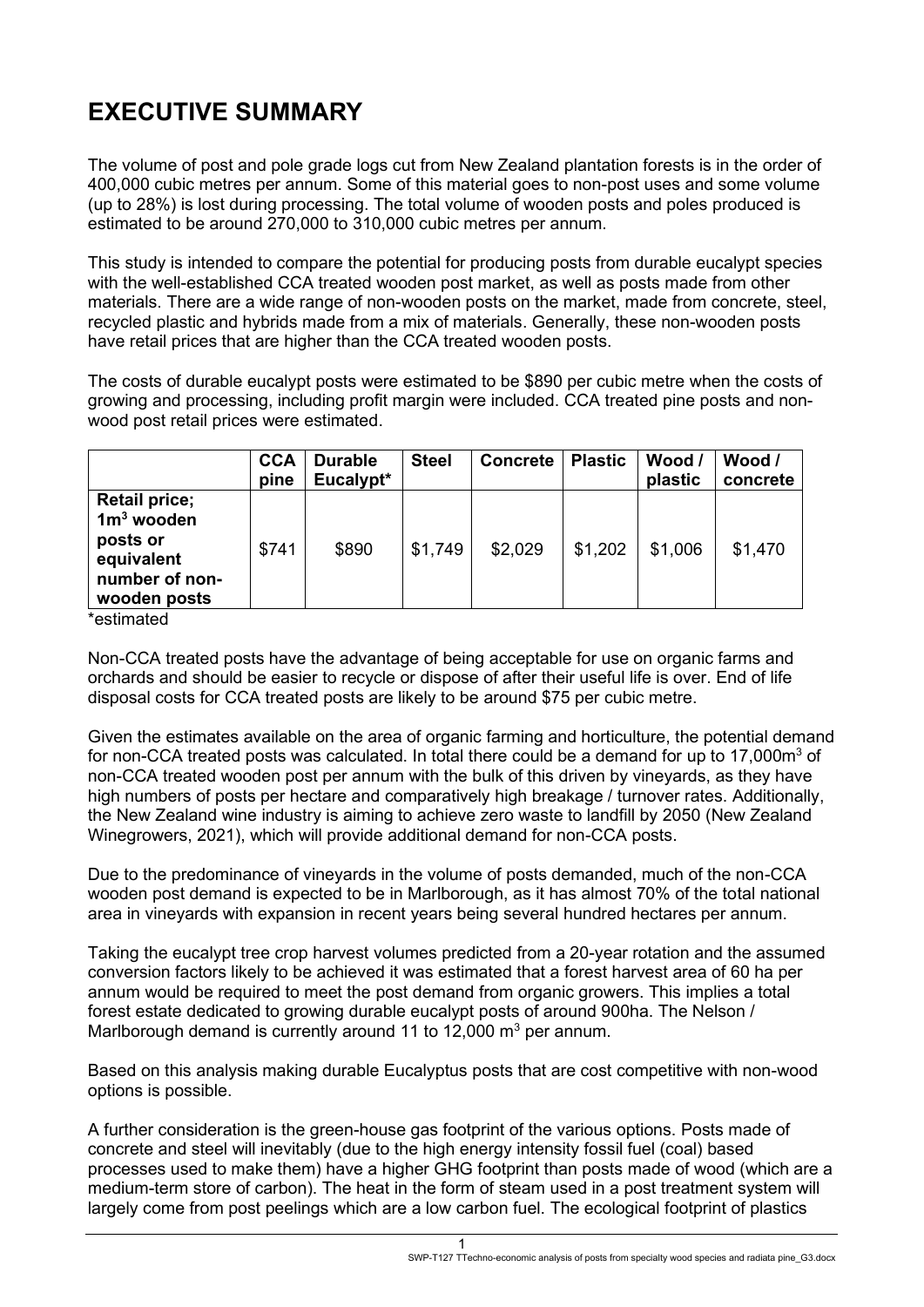# EXECUTIVE SUMMARY

The volume of post and pole grade logs cut from New Zealand plantation forests is in the order of 400,000 cubic metres per annum. Some of this material goes to non-post uses and some volume (up to 28%) is lost during processing. The total volume of wooden posts and poles produced is estimated to be around 270,000 to 310,000 cubic metres per annum.

This study is intended to compare the potential for producing posts from durable eucalypt species with the well-established CCA treated wooden post market, as well as posts made from other materials. There are a wide range of non-wooden posts on the market, made from concrete, steel, recycled plastic and hybrids made from a mix of materials. Generally, these non-wooden posts have retail prices that are higher than the CCA treated wooden posts.

The costs of durable eucalypt posts were estimated to be $890 per cubic metre when the costs of growing and processing, including profit margin were included. CCA treated pine posts and non-wood post retail prices were estimated.

| | CCA pine | Durable Eucalypt* | Steel | Concrete | Plastic | Wood / plastic | Wood / concrete |
|---|---|---|---|---|---|---|---|
| **Retail price; 1m$^3$ wooden posts or equivalent number of non-wooden posts** | $741 | $890 | $1,749 | $2,029 | $1,202 | $1,006 | $1,470 |

*estimated

Non-CCA treated posts have the advantage of being acceptable for use on organic farms and orchards and should be easier to recycle or dispose of after their useful life is over. End of life disposal costs for CCA treated posts are likely to be around $75 per cubic metre.

Given the estimates available on the area of organic farming and horticulture, the potential demand for non-CCA treated posts was calculated. In total there could be a demand for up to 17,000m$^3$ of non-CCA treated wooden post per annum with the bulk of this driven by vineyards, as they have high numbers of posts per hectare and comparatively high breakage / turnover rates. Additionally, the New Zealand wine industry is aiming to achieve zero waste to landfill by 2050 (New Zealand Winegrowers, 2021), which will provide additional demand for non-CCA posts.

Due to the predominance of vineyards in the volume of posts demanded, much of the non-CCA wooden post demand is expected to be in Marlborough, as it has almost 70% of the total national area in vineyards with expansion in recent years being several hundred hectares per annum.

Taking the eucalypt tree crop harvest volumes predicted from a 20-year rotation and the assumed conversion factors likely to be achieved it was estimated that a forest harvest area of 60 ha per annum would be required to meet the post demand from organic growers. This implies a total forest estate dedicated to growing durable eucalypt posts of around 900ha. The Nelson / Marlborough demand is currently around 11 to 12,000 m$^3$ per annum.

Based on this analysis making durable Eucalyptus posts that are cost competitive with non-wood options is possible.

A further consideration is the green-house gas footprint of the various options. Posts made of concrete and steel will inevitably (due to the high energy intensity fossil fuel (coal) based processes used to make them) have a higher GHG footprint than posts made of wood (which are a medium-term store of carbon). The heat in the form of steam used in a post treatment system will largely come from post peelings which are a low carbon fuel. The ecological footprint of plastics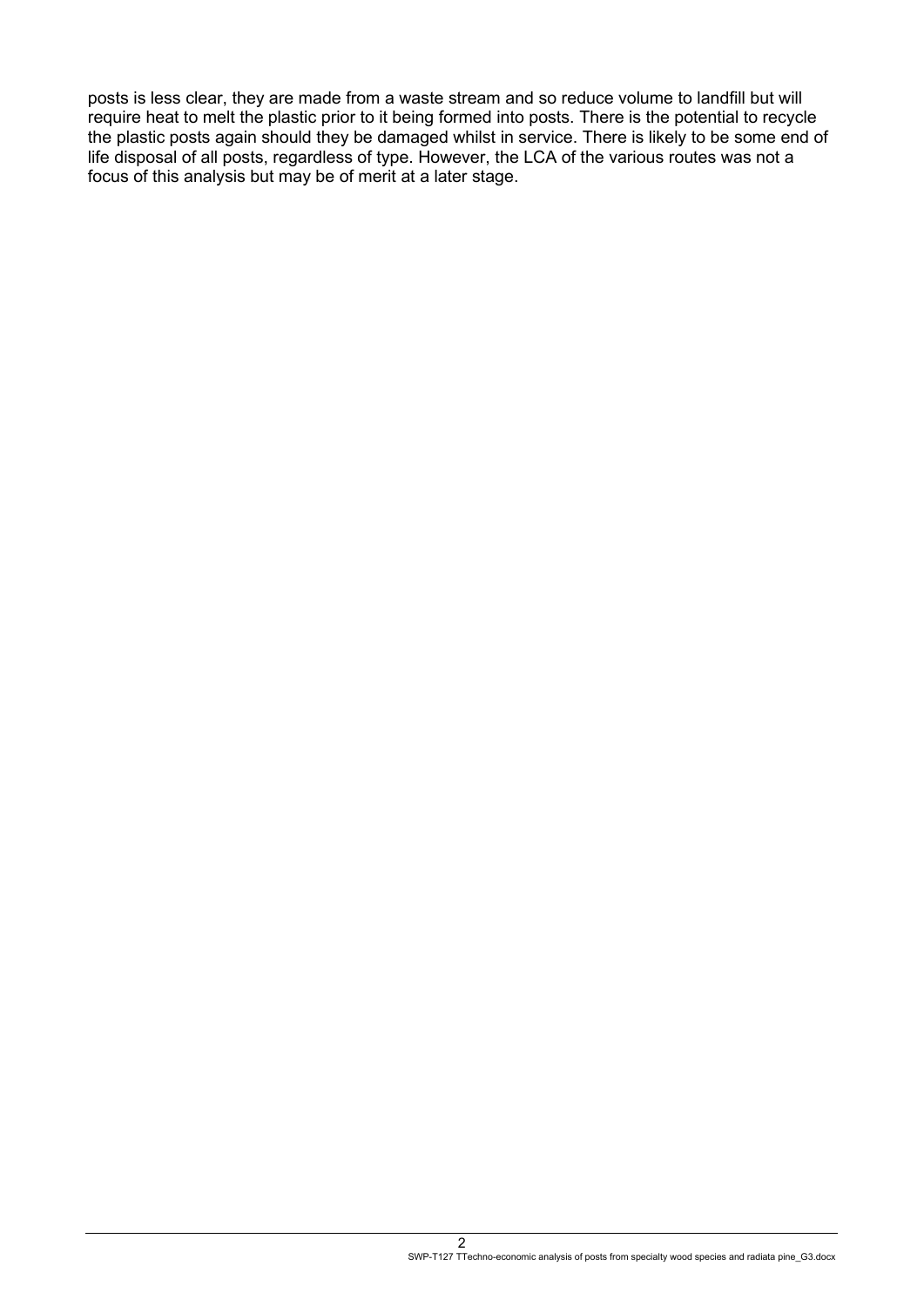posts is less clear, they are made from a waste stream and so reduce volume to landfill but will require heat to melt the plastic prior to it being formed into posts. There is the potential to recycle the plastic posts again should they be damaged whilst in service. There is likely to be some end of life disposal of all posts, regardless of type. However, the LCA of the various routes was not a focus of this analysis but may be of merit at a later stage.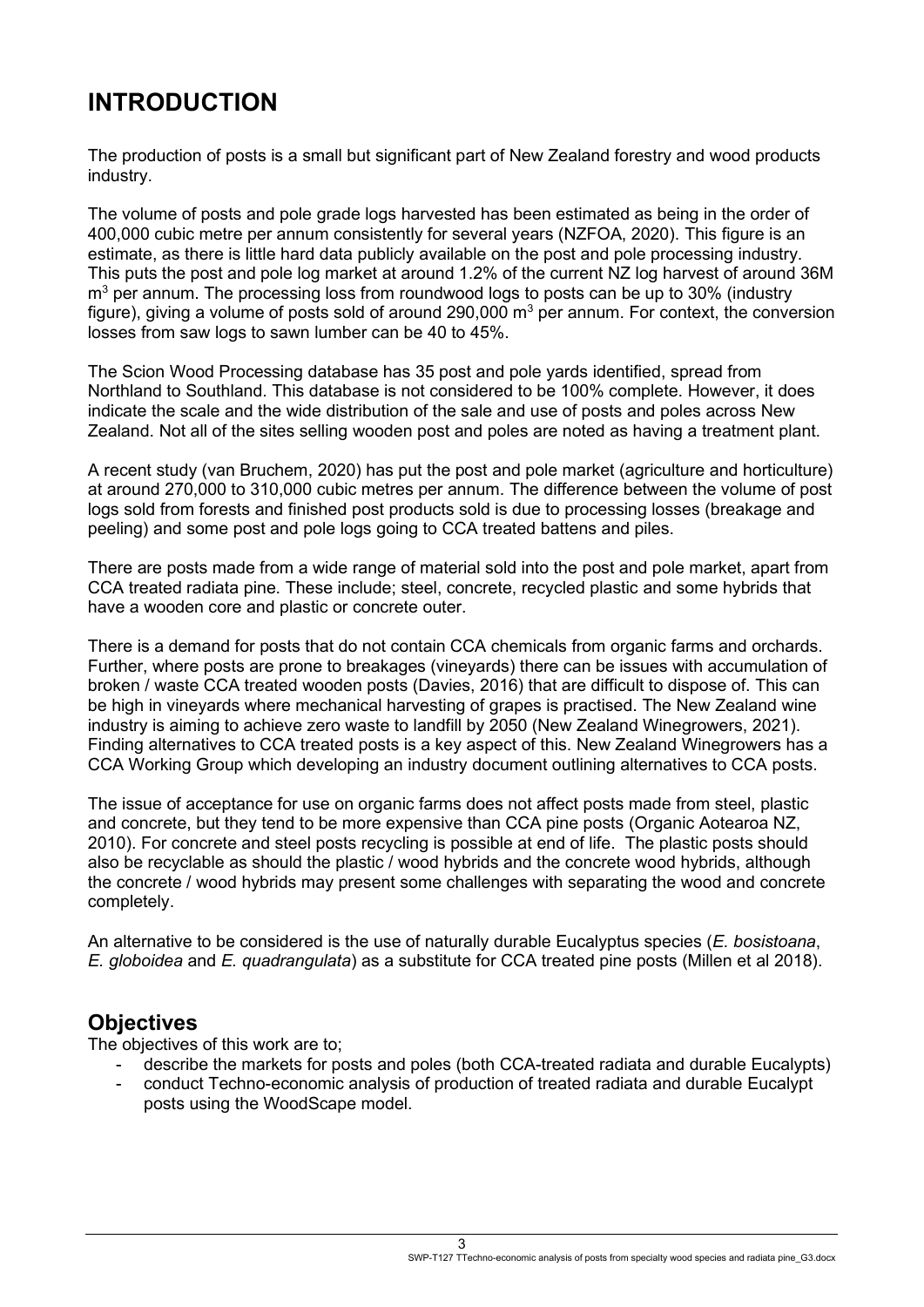# INTRODUCTION

The production of posts is a small but significant part of New Zealand forestry and wood products industry.

The volume of posts and pole grade logs harvested has been estimated as being in the order of 400,000 cubic metre per annum consistently for several years (NZFOA, 2020). This figure is an estimate, as there is little hard data publicly available on the post and pole processing industry. This puts the post and pole log market at around 1.2% of the current NZ log harvest of around 36M $m^3$ per annum. The processing loss from roundwood logs to posts can be up to 30% (industry figure), giving a volume of posts sold of around 290,000 $m^3$ per annum. For context, the conversion losses from saw logs to sawn lumber can be 40 to 45%.

The Scion Wood Processing database has 35 post and pole yards identified, spread from Northland to Southland. This database is not considered to be 100% complete. However, it does indicate the scale and the wide distribution of the sale and use of posts and poles across New Zealand. Not all of the sites selling wooden post and poles are noted as having a treatment plant.

A recent study (van Bruchem, 2020) has put the post and pole market (agriculture and horticulture) at around 270,000 to 310,000 cubic metres per annum. The difference between the volume of post logs sold from forests and finished post products sold is due to processing losses (breakage and peeling) and some post and pole logs going to CCA treated battens and piles.

There are posts made from a wide range of material sold into the post and pole market, apart from CCA treated radiata pine. These include; steel, concrete, recycled plastic and some hybrids that have a wooden core and plastic or concrete outer.

There is a demand for posts that do not contain CCA chemicals from organic farms and orchards. Further, where posts are prone to breakages (vineyards) there can be issues with accumulation of broken / waste CCA treated wooden posts (Davies, 2016) that are difficult to dispose of. This can be high in vineyards where mechanical harvesting of grapes is practised. The New Zealand wine industry is aiming to achieve zero waste to landfill by 2050 (New Zealand Winegrowers, 2021). Finding alternatives to CCA treated posts is a key aspect of this. New Zealand Winegrowers has a CCA Working Group which developing an industry document outlining alternatives to CCA posts.

The issue of acceptance for use on organic farms does not affect posts made from steel, plastic and concrete, but they tend to be more expensive than CCA pine posts (Organic Aotearoa NZ, 2010). For concrete and steel posts recycling is possible at end of life. The plastic posts should also be recyclable as should the plastic / wood hybrids and the concrete wood hybrids, although the concrete / wood hybrids may present some challenges with separating the wood and concrete completely.

An alternative to be considered is the use of naturally durable Eucalyptus species (*E. bosistoana*, *E. globoidea* and *E. quadrangulata*) as a substitute for CCA treated pine posts (Millen et al 2018).

## Objectives

The objectives of this work are to;

- describe the markets for posts and poles (both CCA-treated radiata and durable Eucalypts)
- conduct Techno-economic analysis of production of treated radiata and durable Eucalypt posts using the WoodScape model.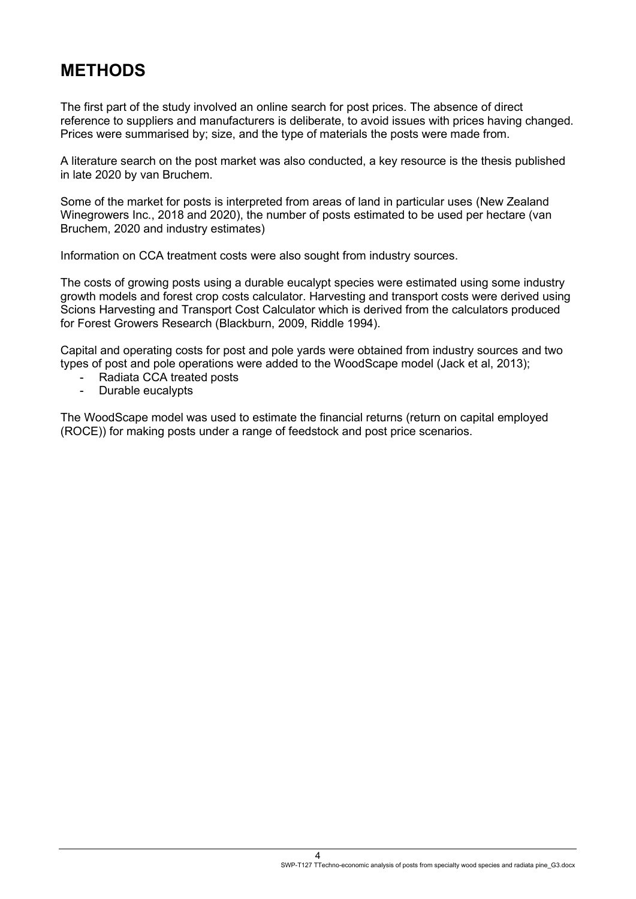# METHODS

The first part of the study involved an online search for post prices. The absence of direct reference to suppliers and manufacturers is deliberate, to avoid issues with prices having changed. Prices were summarised by; size, and the type of materials the posts were made from.

A literature search on the post market was also conducted, a key resource is the thesis published in late 2020 by van Bruchem.

Some of the market for posts is interpreted from areas of land in particular uses (New Zealand Winegrowers Inc., 2018 and 2020), the number of posts estimated to be used per hectare (van Bruchem, 2020 and industry estimates)

Information on CCA treatment costs were also sought from industry sources.

The costs of growing posts using a durable eucalypt species were estimated using some industry growth models and forest crop costs calculator. Harvesting and transport costs were derived using Scions Harvesting and Transport Cost Calculator which is derived from the calculators produced for Forest Growers Research (Blackburn, 2009, Riddle 1994).

Capital and operating costs for post and pole yards were obtained from industry sources and two types of post and pole operations were added to the WoodScape model (Jack et al, 2013);

- Radiata CCA treated posts
- Durable eucalypts

The WoodScape model was used to estimate the financial returns (return on capital employed (ROCE)) for making posts under a range of feedstock and post price scenarios.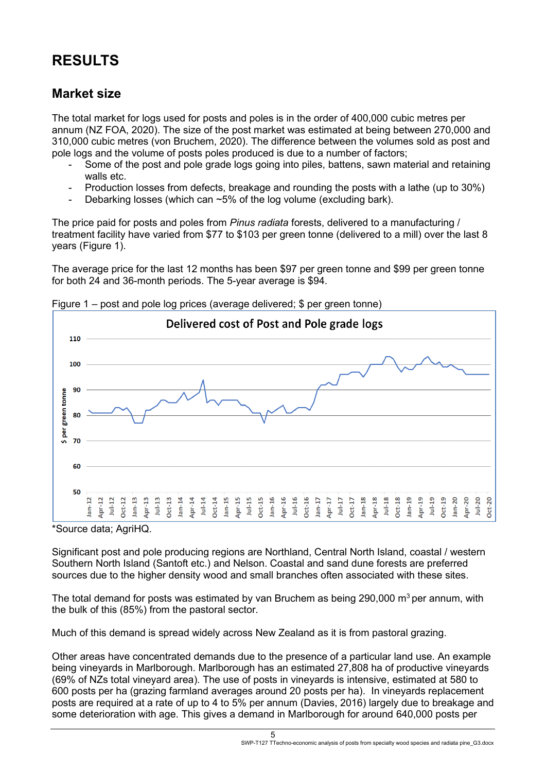# RESULTS

## Market size

The total market for logs used for posts and poles is in the order of 400,000 cubic metres per annum (NZ FOA, 2020). The size of the post market was estimated at being between 270,000 and 310,000 cubic metres (von Bruchem, 2020). The difference between the volumes sold as post and pole logs and the volume of posts poles produced is due to a number of factors;

- Some of the post and pole grade logs going into piles, battens, sawn material and retaining walls etc.
- Production losses from defects, breakage and rounding the posts with a lathe (up to 30%)
- Debarking losses (which can ~5% of the log volume (excluding bark).

The price paid for posts and poles from *Pinus radiata* forests, delivered to a manufacturing / treatment facility have varied from $77 to $103 per green tonne (delivered to a mill) over the last 8 years (Figure 1).

The average price for the last 12 months has been $97 per green tonne and $99 per green tonne for both 24 and 36-month periods. The 5-year average is $94.

Figure 1 – post and pole log prices (average delivered; $ per green tonne)

*Source data; AgriHQ.

Significant post and pole producing regions are Northland, Central North Island, coastal / western Southern North Island (Santoft etc.) and Nelson. Coastal and sand dune forests are preferred sources due to the higher density wood and small branches often associated with these sites.

The total demand for posts was estimated by van Bruchem as being 290,000 m$^3$ per annum, with the bulk of this (85%) from the pastoral sector.

Much of this demand is spread widely across New Zealand as it is from pastoral grazing.

Other areas have concentrated demands due to the presence of a particular land use. An example being vineyards in Marlborough. Marlborough has an estimated 27,808 ha of productive vineyards (69% of NZs total vineyard area). The use of posts in vineyards is intensive, estimated at 580 to 600 posts per ha (grazing farmland averages around 20 posts per ha). In vineyards replacement posts are required at a rate of up to 4 to 5% per annum (Davies, 2016) largely due to breakage and some deterioration with age. This gives a demand in Marlborough for around 640,000 posts per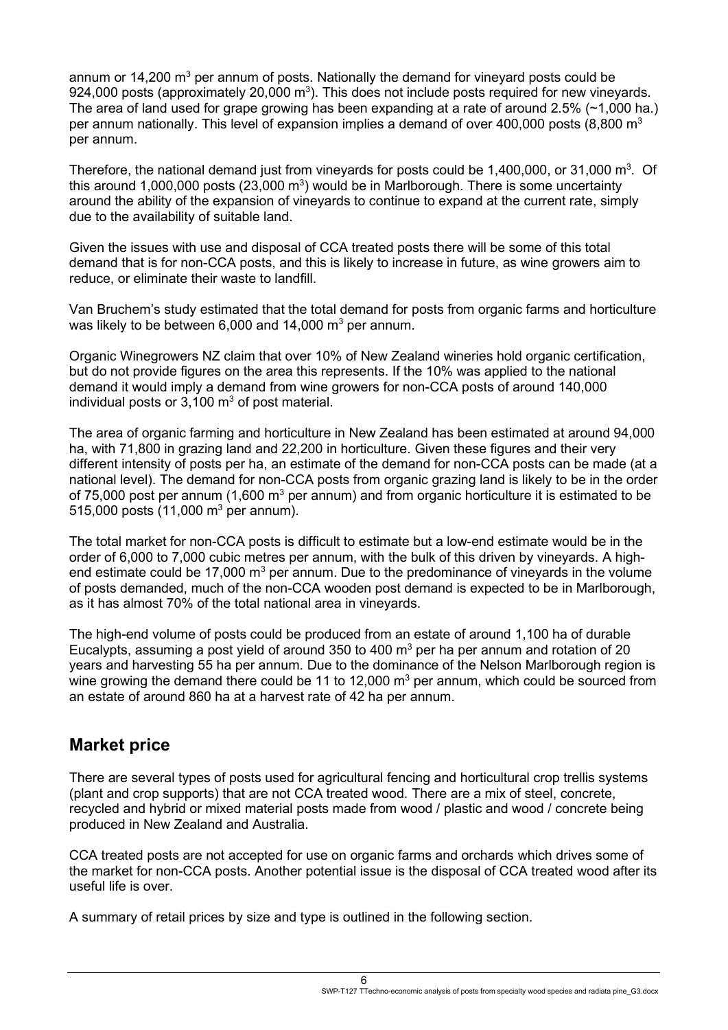annum or 14,200 $m^3$ per annum of posts. Nationally the demand for vineyard posts could be 924,000 posts (approximately 20,000 $m^3$). This does not include posts required for new vineyards. The area of land used for grape growing has been expanding at a rate of around 2.5% (~1,000 ha.) per annum nationally. This level of expansion implies a demand of over 400,000 posts (8,800 $m^3$ per annum.

Therefore, the national demand just from vineyards for posts could be 1,400,000, or 31,000 $m^3$. Of this around 1,000,000 posts (23,000 $m^3$) would be in Marlborough. There is some uncertainty around the ability of the expansion of vineyards to continue to expand at the current rate, simply due to the availability of suitable land.

Given the issues with use and disposal of CCA treated posts there will be some of this total demand that is for non-CCA posts, and this is likely to increase in future, as wine growers aim to reduce, or eliminate their waste to landfill.

Van Bruchem's study estimated that the total demand for posts from organic farms and horticulture was likely to be between 6,000 and 14,000 $m^3$ per annum.

Organic Winegrowers NZ claim that over 10% of New Zealand wineries hold organic certification, but do not provide figures on the area this represents. If the 10% was applied to the national demand it would imply a demand from wine growers for non-CCA posts of around 140,000 individual posts or 3,100 $m^3$ of post material.

The area of organic farming and horticulture in New Zealand has been estimated at around 94,000 ha, with 71,800 in grazing land and 22,200 in horticulture. Given these figures and their very different intensity of posts per ha, an estimate of the demand for non-CCA posts can be made (at a national level). The demand for non-CCA posts from organic grazing land is likely to be in the order of 75,000 post per annum (1,600 $m^3$ per annum) and from organic horticulture it is estimated to be 515,000 posts (11,000 $m^3$ per annum).

The total market for non-CCA posts is difficult to estimate but a low-end estimate would be in the order of 6,000 to 7,000 cubic metres per annum, with the bulk of this driven by vineyards. A high-end estimate could be 17,000 $m^3$ per annum. Due to the predominance of vineyards in the volume of posts demanded, much of the non-CCA wooden post demand is expected to be in Marlborough, as it has almost 70% of the total national area in vineyards.

The high-end volume of posts could be produced from an estate of around 1,100 ha of durable Eucalypts, assuming a post yield of around 350 to 400 $m^3$ per ha per annum and rotation of 20 years and harvesting 55 ha per annum. Due to the dominance of the Nelson Marlborough region is wine growing the demand there could be 11 to 12,000 $m^3$ per annum, which could be sourced from an estate of around 860 ha at a harvest rate of 42 ha per annum.

## Market price

There are several types of posts used for agricultural fencing and horticultural crop trellis systems (plant and crop supports) that are not CCA treated wood. There are a mix of steel, concrete, recycled and hybrid or mixed material posts made from wood / plastic and wood / concrete being produced in New Zealand and Australia.

CCA treated posts are not accepted for use on organic farms and orchards which drives some of the market for non-CCA posts. Another potential issue is the disposal of CCA treated wood after its useful life is over.

A summary of retail prices by size and type is outlined in the following section.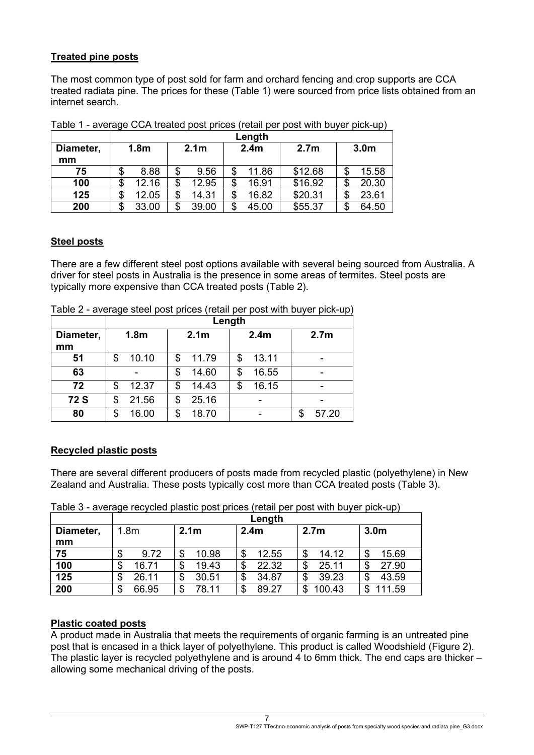**Treated pine posts**

The most common type of post sold for farm and orchard fencing and crop supports are CCA treated radiata pine. The prices for these (Table 1) were sourced from price lists obtained from an internet search.

Table 1 - average CCA treated post prices (retail per post with buyer pick-up)

| | Length | | | | |
|---|---|---|---|---|---|
| **Diameter, mm** | **1.8m** | **2.1m** | **2.4m** | **2.7m** | **3.0m** |
| **75** | $ 8.88 | $ 9.56 | $ 11.86 | $12.68 | $ 15.58 |
| **100** | $ 12.16 | $ 12.95 | $ 16.91 | $16.92 | $ 20.30 |
| **125** | $ 12.05 | $ 14.31 | $ 16.82 | $20.31 | $ 23.61 |
| **200** | $ 33.00 | $ 39.00 | $ 45.00 | $55.37 | $ 64.50 |

**Steel posts**

There are a few different steel post options available with several being sourced from Australia. A driver for steel posts in Australia is the presence in some areas of termites. Steel posts are typically more expensive than CCA treated posts (Table 2).

Table 2 - average steel post prices (retail per post with buyer pick-up)

| | Length | | | |
|---|---|---|---|---|
| **Diameter, mm** | **1.8m** | **2.1m** | **2.4m** | **2.7m** |
| **51** | $ 10.10 | $ 11.79 | $ 13.11 | - |
| **63** | - | $ 14.60 | $ 16.55 | - |
| **72** | $ 12.37 | $ 14.43 | $ 16.15 | - |
| **72 S** | $ 21.56 | $ 25.16 | - | - |
| **80** | $ 16.00 | $ 18.70 | - | $ 57.20 |

**Recycled plastic posts**

There are several different producers of posts made from recycled plastic (polyethylene) in New Zealand and Australia. These posts typically cost more than CCA treated posts (Table 3).

Table 3 - average recycled plastic post prices (retail per post with buyer pick-up)

| | Length | | | | |
|---|---|---|---|---|---|
| **Diameter, mm** | 1.8m | **2.1m** | **2.4m** | **2.7m** | **3.0m** |
| **75** | $ 9.72 | $ 10.98 | $ 12.55 | $ 14.12 | $ 15.69 |
| **100** | $ 16.71 | $ 19.43 | $ 22.32 | $ 25.11 | $ 27.90 |
| **125** | $ 26.11 | $ 30.51 | $ 34.87 | $ 39.23 | $ 43.59 |
| **200** | $ 66.95 | $ 78.11 | $ 89.27 | $ 100.43 | $ 111.59 |

**Plastic coated posts**

A product made in Australia that meets the requirements of organic farming is an untreated pine post that is encased in a thick layer of polyethylene. This product is called Woodshield (Figure 2). The plastic layer is recycled polyethylene and is around 4 to 6mm thick. The end caps are thicker – allowing some mechanical driving of the posts.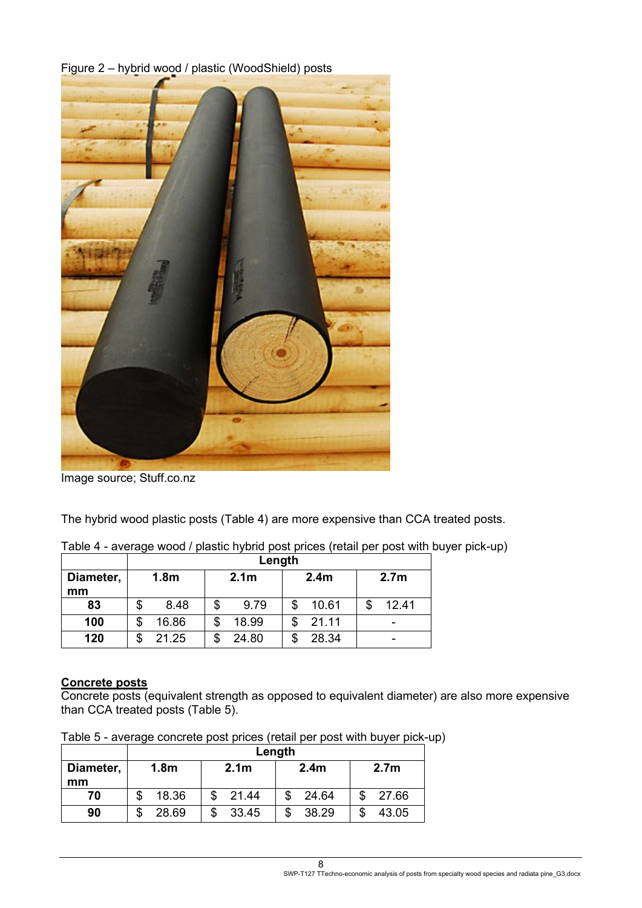Figure 2 – hybrid wood / plastic (WoodShield) posts

Image source; Stuff.co.nz

The hybrid wood plastic posts (Table 4) are more expensive than CCA treated posts.

Table 4 - average wood / plastic hybrid post prices (retail per post with buyer pick-up)

| | Length | | | |
|---|---|---|---|---|
| **Diameter, mm** | **1.8m** | **2.1m** | **2.4m** | **2.7m** |
| **83** | $ 8.48 | $ 9.79 | $ 10.61 | $ 12.41 |
| **100** | $ 16.86 | $ 18.99 | $ 21.11 | - |
| **120** | $ 21.25 | $ 24.80 | $ 28.34 | - |

**Concrete posts**

Concrete posts (equivalent strength as opposed to equivalent diameter) are also more expensive than CCA treated posts (Table 5).

Table 5 - average concrete post prices (retail per post with buyer pick-up)

| | Length | | | |
|---|---|---|---|---|
| **Diameter, mm** | **1.8m** | **2.1m** | **2.4m** | **2.7m** |
| **70** | $ 18.36 | $ 21.44 | $ 24.64 | $ 27.66 |
| **90** | $ 28.69 | $ 33.45 | $ 38.29 | $ 43.05 |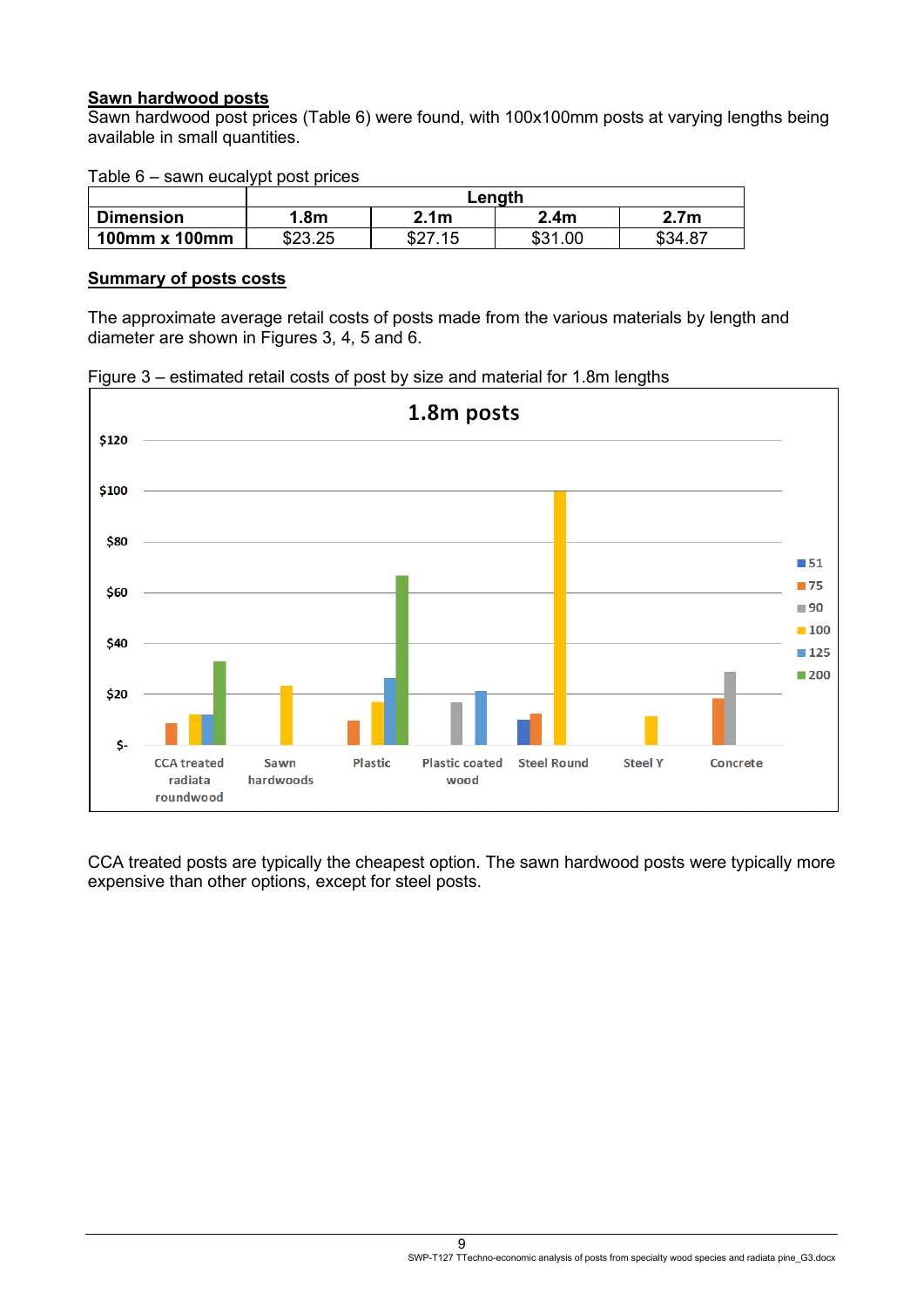**Sawn hardwood posts**

Sawn hardwood post prices (Table 6) were found, with 100x100mm posts at varying lengths being available in small quantities.

Table 6 – sawn eucalypt post prices

| | Length | | | |
|---|---|---|---|---|
| **Dimension** | **1.8m** | **2.1m** | **2.4m** | **2.7m** |
| **100mm x 100mm** | $23.25 | $27.15 | $31.00 | $34.87 |

**Summary of posts costs**

The approximate average retail costs of posts made from the various materials by length and diameter are shown in Figures 3, 4, 5 and 6.

Figure 3 – estimated retail costs of post by size and material for 1.8m lengths

CCA treated posts are typically the cheapest option. The sawn hardwood posts were typically more expensive than other options, except for steel posts.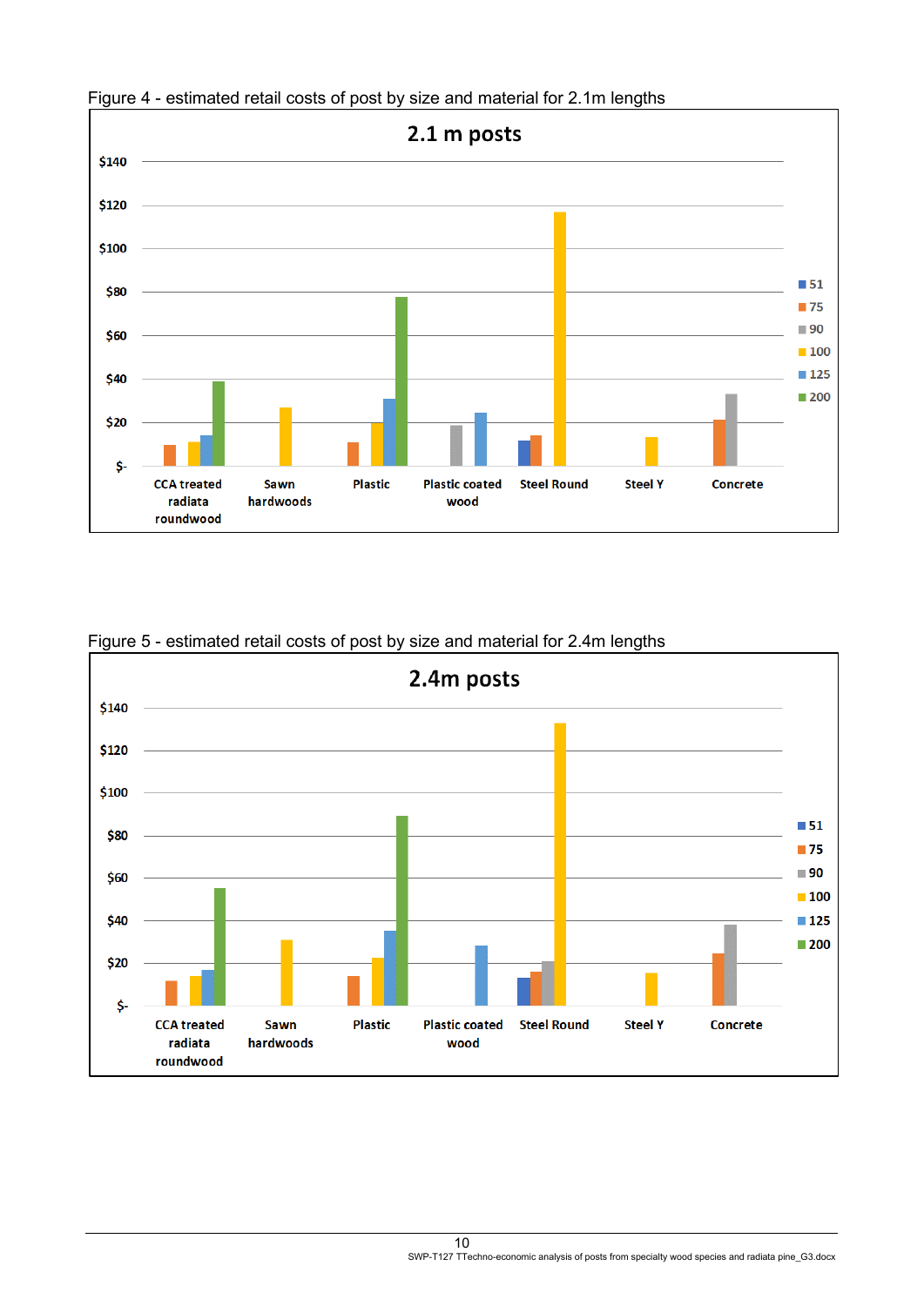Figure 4 - estimated retail costs of post by size and material for 2.1m lengths

Figure 5 - estimated retail costs of post by size and material for 2.4m lengths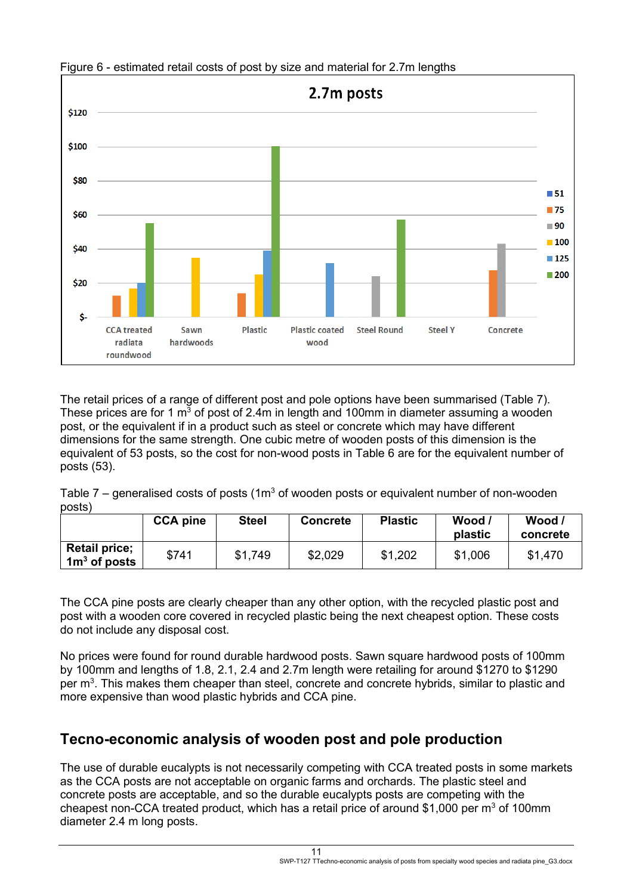Figure 6 - estimated retail costs of post by size and material for 2.7m lengths

The retail prices of a range of different post and pole options have been summarised (Table 7). These prices are for 1 m$^3$ of post of 2.4m in length and 100mm in diameter assuming a wooden post, or the equivalent if in a product such as steel or concrete which may have different dimensions for the same strength. One cubic metre of wooden posts of this dimension is the equivalent of 53 posts, so the cost for non-wood posts in Table 6 are for the equivalent number of posts (53).

Table 7 – generalised costs of posts (1m$^3$ of wooden posts or equivalent number of non-wooden posts)

| | CCA pine | Steel | Concrete | Plastic | Wood / plastic | Wood / concrete |
|---|---|---|---|---|---|---|
| **Retail price; 1m$^3$ of posts** | $741 | $1,749 | $2,029 | $1,202 | $1,006 | $1,470 |

The CCA pine posts are clearly cheaper than any other option, with the recycled plastic post and post with a wooden core covered in recycled plastic being the next cheapest option. These costs do not include any disposal cost.

No prices were found for round durable hardwood posts. Sawn square hardwood posts of 100mm by 100mm and lengths of 1.8, 2.1, 2.4 and 2.7m length were retailing for around $1270 to $1290 per m$^3$. This makes them cheaper than steel, concrete and concrete hybrids, similar to plastic and more expensive than wood plastic hybrids and CCA pine.

## Tecno-economic analysis of wooden post and pole production

The use of durable eucalypts is not necessarily competing with CCA treated posts in some markets as the CCA posts are not acceptable on organic farms and orchards. The plastic steel and concrete posts are acceptable, and so the durable eucalypts posts are competing with the cheapest non-CCA treated product, which has a retail price of around $1,000 per m$^3$ of 100mm diameter 2.4 m long posts.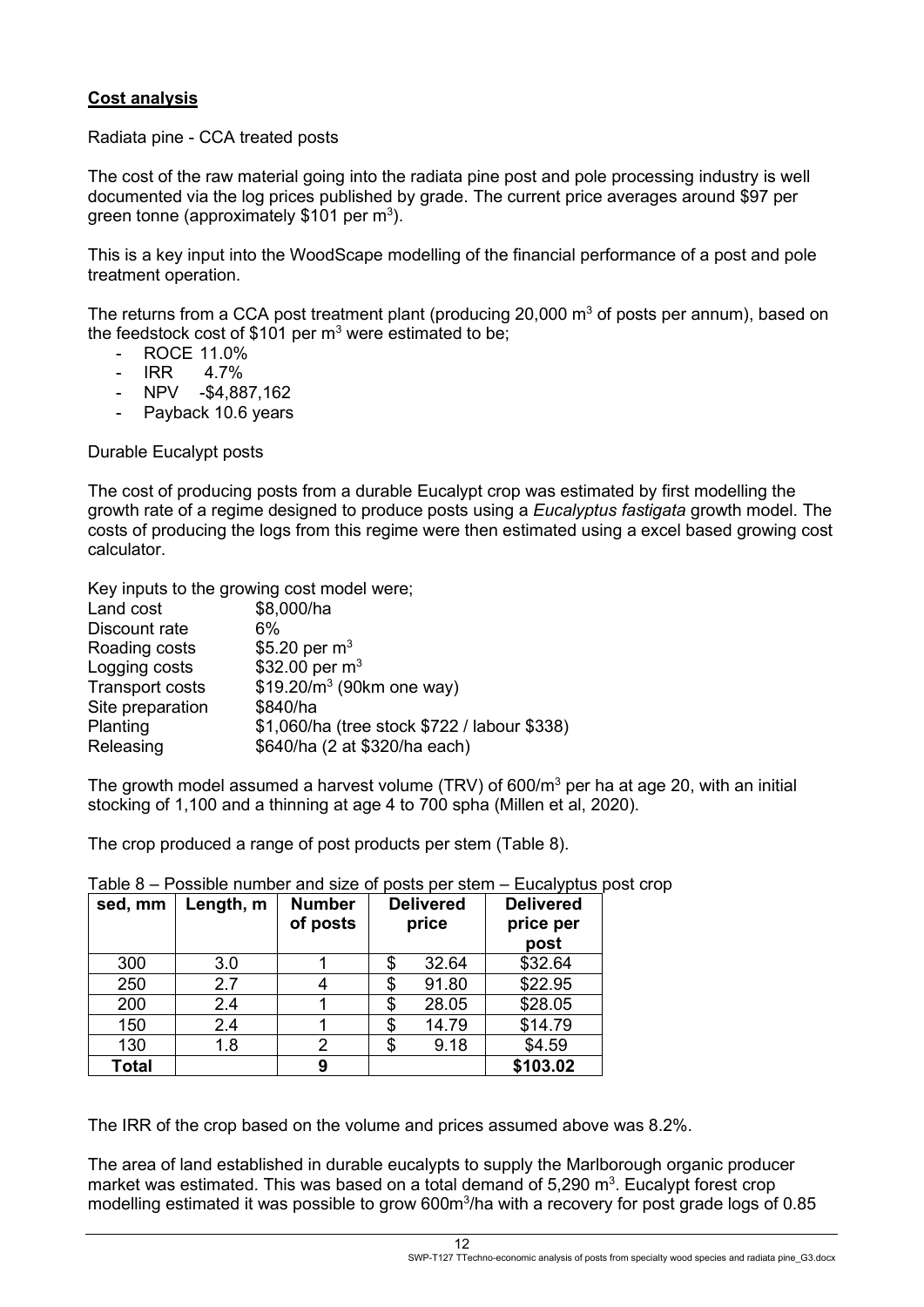**Cost analysis**

Radiata pine - CCA treated posts

The cost of the raw material going into the radiata pine post and pole processing industry is well documented via the log prices published by grade. The current price averages around \$97 per green tonne (approximately \$101 per $m^3$).

This is a key input into the WoodScape modelling of the financial performance of a post and pole treatment operation.

The returns from a CCA post treatment plant (producing 20,000 $m^3$ of posts per annum), based on the feedstock cost of \$101 per $m^3$ were estimated to be;

- ROCE 11.0%
- IRR 4.7%
- NPV -\$4,887,162
- Payback 10.6 years

Durable Eucalypt posts

The cost of producing posts from a durable Eucalypt crop was estimated by first modelling the growth rate of a regime designed to produce posts using a *Eucalyptus fastigata* growth model. The costs of producing the logs from this regime were then estimated using a excel based growing cost calculator.

Key inputs to the growing cost model were;

| | |
|---|---|
| Land cost | \$8,000/ha |
| Discount rate | 6% |
| Roading costs | \$5.20 per $m^3$ |
| Logging costs | \$32.00 per $m^3$ |
| Transport costs | \$19.20/$m^3$ (90km one way) |
| Site preparation | \$840/ha |
| Planting | \$1,060/ha (tree stock \$722 / labour \$338) |
| Releasing | \$640/ha (2 at \$320/ha each) |

The growth model assumed a harvest volume (TRV) of 600/$m^3$ per ha at age 20, with an initial stocking of 1,100 and a thinning at age 4 to 700 spha (Millen et al, 2020).

The crop produced a range of post products per stem (Table 8).

Table 8 – Possible number and size of posts per stem – Eucalyptus post crop

| sed, mm | Length, m | Number of posts | Delivered price | Delivered price per post |
|---|---|---|---|---|
| 300 | 3.0 | 1 | \$ 32.64 | \$32.64 |
| 250 | 2.7 | 4 | \$ 91.80 | \$22.95 |
| 200 | 2.4 | 1 | \$ 28.05 | \$28.05 |
| 150 | 2.4 | 1 | \$ 14.79 | \$14.79 |
| 130 | 1.8 | 2 | \$ 9.18 | \$4.59 |
| **Total** | | **9** | | **\$103.02** |

The IRR of the crop based on the volume and prices assumed above was 8.2%.

The area of land established in durable eucalypts to supply the Marlborough organic producer market was estimated. This was based on a total demand of 5,290 $m^3$. Eucalypt forest crop modelling estimated it was possible to grow 600$m^3$/ha with a recovery for post grade logs of 0.85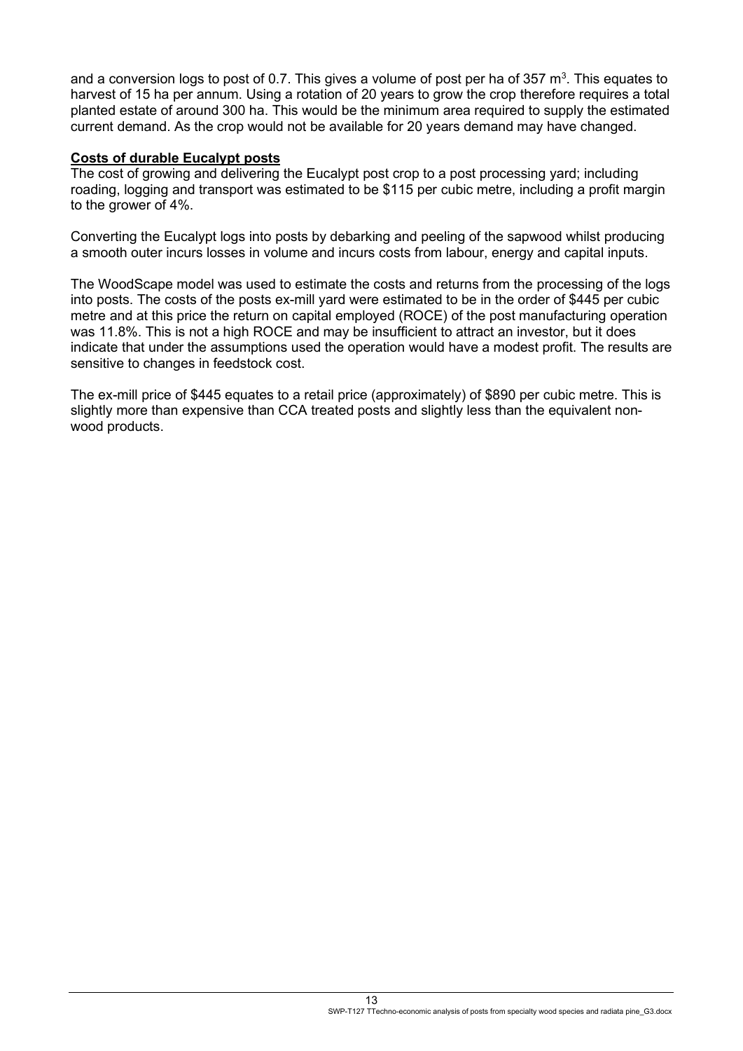and a conversion logs to post of 0.7. This gives a volume of post per ha of 357 $m^3$. This equates to harvest of 15 ha per annum. Using a rotation of 20 years to grow the crop therefore requires a total planted estate of around 300 ha. This would be the minimum area required to supply the estimated current demand. As the crop would not be available for 20 years demand may have changed.

**Costs of durable Eucalypt posts**

The cost of growing and delivering the Eucalypt post crop to a post processing yard; including roading, logging and transport was estimated to be $115 per cubic metre, including a profit margin to the grower of 4%.

Converting the Eucalypt logs into posts by debarking and peeling of the sapwood whilst producing a smooth outer incurs losses in volume and incurs costs from labour, energy and capital inputs.

The WoodScape model was used to estimate the costs and returns from the processing of the logs into posts. The costs of the posts ex-mill yard were estimated to be in the order of $445 per cubic metre and at this price the return on capital employed (ROCE) of the post manufacturing operation was 11.8%. This is not a high ROCE and may be insufficient to attract an investor, but it does indicate that under the assumptions used the operation would have a modest profit. The results are sensitive to changes in feedstock cost.

The ex-mill price of $445 equates to a retail price (approximately) of $890 per cubic metre. This is slightly more than expensive than CCA treated posts and slightly less than the equivalent non-wood products.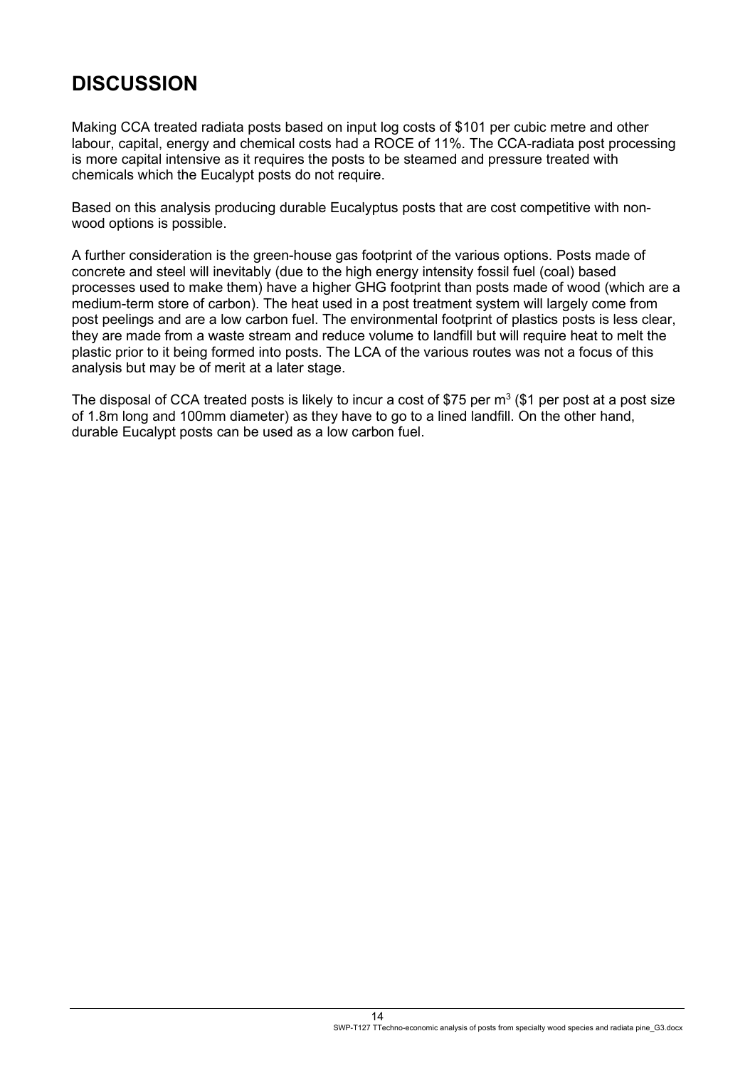# DISCUSSION

Making CCA treated radiata posts based on input log costs of $101 per cubic metre and other labour, capital, energy and chemical costs had a ROCE of 11%. The CCA-radiata post processing is more capital intensive as it requires the posts to be steamed and pressure treated with chemicals which the Eucalypt posts do not require.

Based on this analysis producing durable Eucalyptus posts that are cost competitive with non-wood options is possible.

A further consideration is the green-house gas footprint of the various options. Posts made of concrete and steel will inevitably (due to the high energy intensity fossil fuel (coal) based processes used to make them) have a higher GHG footprint than posts made of wood (which are a medium-term store of carbon). The heat used in a post treatment system will largely come from post peelings and are a low carbon fuel. The environmental footprint of plastics posts is less clear, they are made from a waste stream and reduce volume to landfill but will require heat to melt the plastic prior to it being formed into posts. The LCA of the various routes was not a focus of this analysis but may be of merit at a later stage.

The disposal of CCA treated posts is likely to incur a cost of $75 per $m^3$ ($1 per post at a post size of 1.8m long and 100mm diameter) as they have to go to a lined landfill. On the other hand, durable Eucalypt posts can be used as a low carbon fuel.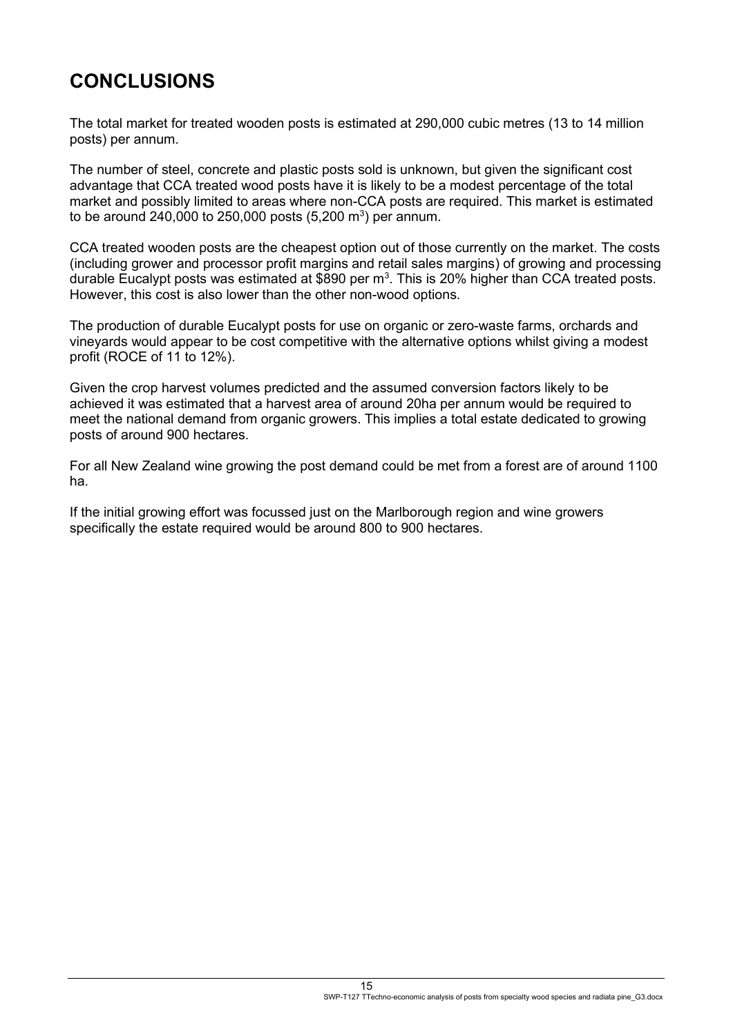# CONCLUSIONS

The total market for treated wooden posts is estimated at 290,000 cubic metres (13 to 14 million posts) per annum.

The number of steel, concrete and plastic posts sold is unknown, but given the significant cost advantage that CCA treated wood posts have it is likely to be a modest percentage of the total market and possibly limited to areas where non-CCA posts are required. This market is estimated to be around 240,000 to 250,000 posts (5,200 $m^3$) per annum.

CCA treated wooden posts are the cheapest option out of those currently on the market. The costs (including grower and processor profit margins and retail sales margins) of growing and processing durable Eucalypt posts was estimated at \$890 per $m^3$. This is 20% higher than CCA treated posts. However, this cost is also lower than the other non-wood options.

The production of durable Eucalypt posts for use on organic or zero-waste farms, orchards and vineyards would appear to be cost competitive with the alternative options whilst giving a modest profit (ROCE of 11 to 12%).

Given the crop harvest volumes predicted and the assumed conversion factors likely to be achieved it was estimated that a harvest area of around 20ha per annum would be required to meet the national demand from organic growers. This implies a total estate dedicated to growing posts of around 900 hectares.

For all New Zealand wine growing the post demand could be met from a forest are of around 1100 ha.

If the initial growing effort was focussed just on the Marlborough region and wine growers specifically the estate required would be around 800 to 900 hectares.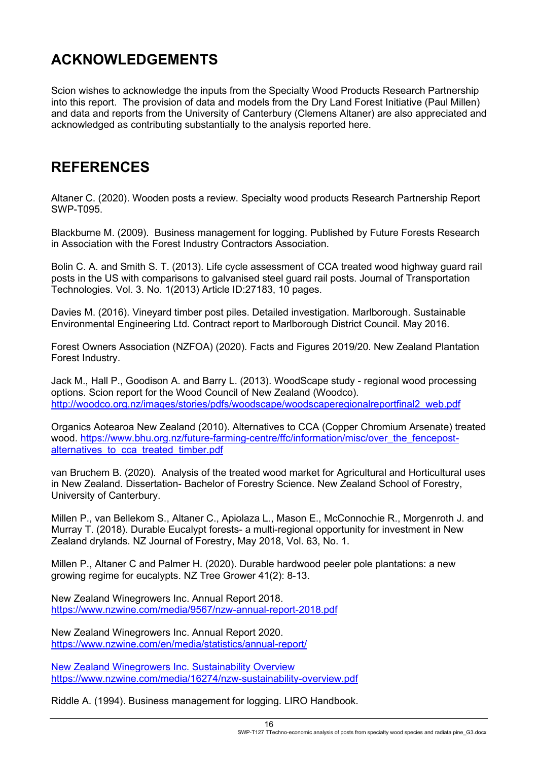## ACKNOWLEDGEMENTS

Scion wishes to acknowledge the inputs from the Specialty Wood Products Research Partnership into this report. The provision of data and models from the Dry Land Forest Initiative (Paul Millen) and data and reports from the University of Canterbury (Clemens Altaner) are also appreciated and acknowledged as contributing substantially to the analysis reported here.

## REFERENCES

Altaner C. (2020). Wooden posts a review. Specialty wood products Research Partnership Report SWP-T095.

Blackburne M. (2009). Business management for logging. Published by Future Forests Research in Association with the Forest Industry Contractors Association.

Bolin C. A. and Smith S. T. (2013). Life cycle assessment of CCA treated wood highway guard rail posts in the US with comparisons to galvanised steel guard rail posts. Journal of Transportation Technologies. Vol. 3. No. 1(2013) Article ID:27183, 10 pages.

Davies M. (2016). Vineyard timber post piles. Detailed investigation. Marlborough. Sustainable Environmental Engineering Ltd. Contract report to Marlborough District Council. May 2016.

Forest Owners Association (NZFOA) (2020). Facts and Figures 2019/20. New Zealand Plantation Forest Industry.

Jack M., Hall P., Goodison A. and Barry L. (2013). WoodScape study - regional wood processing options. Scion report for the Wood Council of New Zealand (Woodco). http://woodco.org.nz/images/stories/pdfs/woodscape/woodscaperegionalreportfinal2_web.pdf

Organics Aotearoa New Zealand (2010). Alternatives to CCA (Copper Chromium Arsenate) treated wood. https://www.bhu.org.nz/future-farming-centre/ffc/information/misc/over_the_fencepost-alternatives_to_cca_treated_timber.pdf

van Bruchem B. (2020). Analysis of the treated wood market for Agricultural and Horticultural uses in New Zealand. Dissertation- Bachelor of Forestry Science. New Zealand School of Forestry, University of Canterbury.

Millen P., van Bellekom S., Altaner C., Apiolaza L., Mason E., McConnochie R., Morgenroth J. and Murray T. (2018). Durable Eucalypt forests- a multi-regional opportunity for investment in New Zealand drylands. NZ Journal of Forestry, May 2018, Vol. 63, No. 1.

Millen P., Altaner C and Palmer H. (2020). Durable hardwood peeler pole plantations: a new growing regime for eucalypts. NZ Tree Grower 41(2): 8-13.

New Zealand Winegrowers Inc. Annual Report 2018. https://www.nzwine.com/media/9567/nzw-annual-report-2018.pdf

New Zealand Winegrowers Inc. Annual Report 2020. https://www.nzwine.com/en/media/statistics/annual-report/

New Zealand Winegrowers Inc. Sustainability Overview https://www.nzwine.com/media/16274/nzw-sustainability-overview.pdf

Riddle A. (1994). Business management for logging. LIRO Handbook.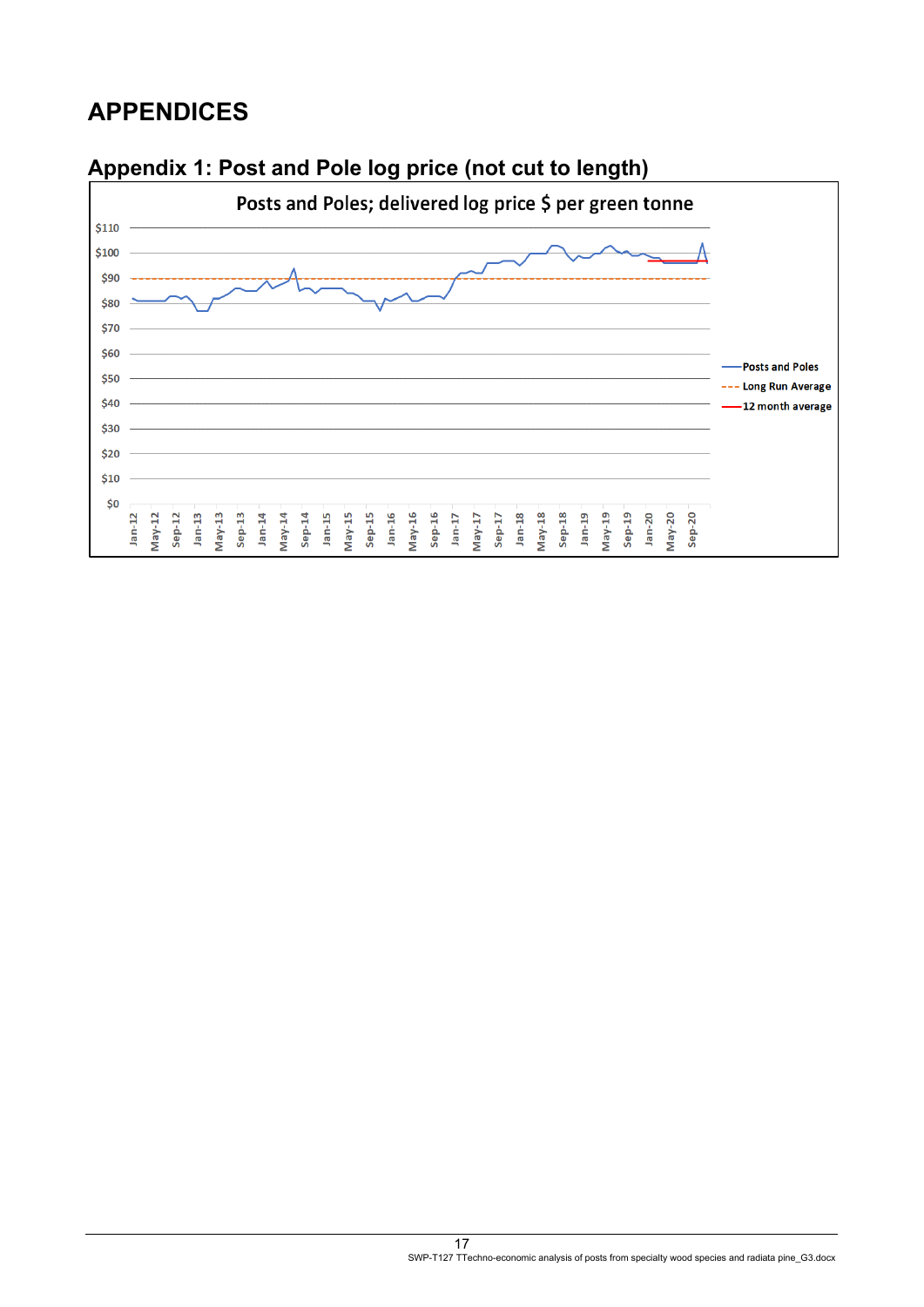# APPENDICES

## Appendix 1: Post and Pole log price (not cut to length)

Posts and Poles; delivered log price $ per green tonne

$110
$100
$90
$80
$70
$60
$50
$40
$30
$20
$10
$0

Jan-12
May-12
Sep-12
Jan-13
May-13
Sep-13
Jan-14
May-14
Sep-14
Jan-15
May-15
Sep-15
Jan-16
May-16
Sep-16
Jan-17
May-17
Sep-17
Jan-18
May-18
Sep-18
Jan-19
May-19
Sep-19
Jan-20
May-20
Sep-20

Posts and Poles
Long Run Average
12 month average